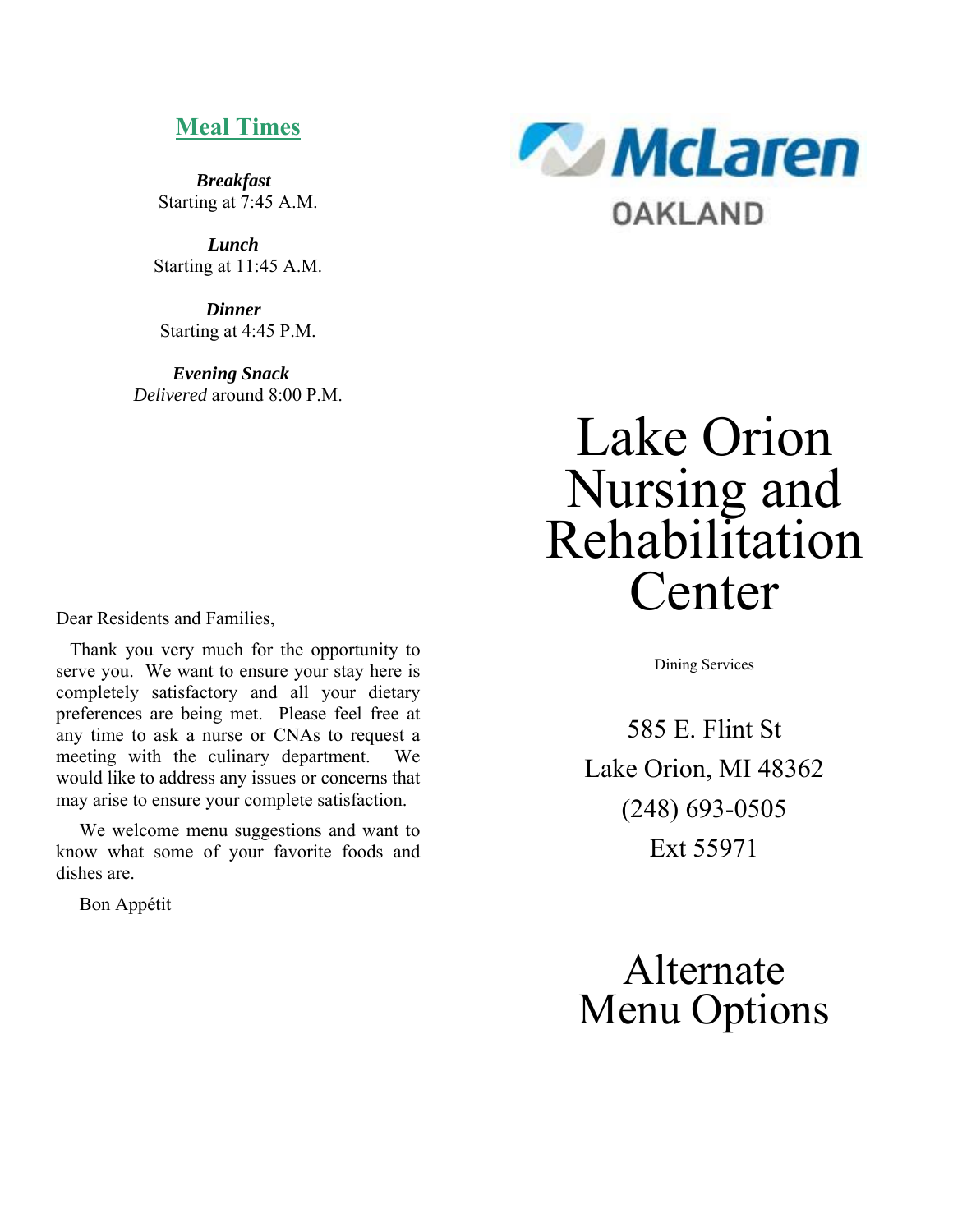## Meal Times

***Breakfast***
Starting at 7:45 A.M.

***Lunch***
Starting at 11:45 A.M.

***Dinner***
Starting at 4:45 P.M.

***Evening Snack***
*Delivered* around 8:00 P.M.

Dear Residents and Families,

Thank you very much for the opportunity to serve you. We want to ensure your stay here is completely satisfactory and all your dietary preferences are being met. Please feel free at any time to ask a nurse or CNAs to request a meeting with the culinary department. We would like to address any issues or concerns that may arise to ensure your complete satisfaction.

We welcome menu suggestions and want to know what some of your favorite foods and dishes are.

Bon Appétit

McLaren
OAKLAND

# Lake Orion Nursing and Rehabilitation Center

Dining Services

585 E. Flint St
Lake Orion, MI 48362
(248) 693-0505
Ext 55971

# Alternate Menu Options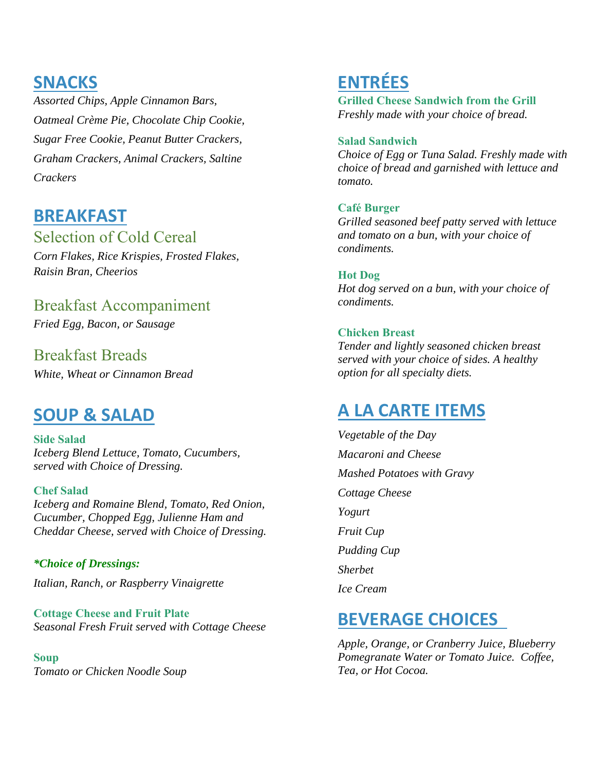## SNACKS

*Assorted Chips, Apple Cinnamon Bars, Oatmeal Crème Pie, Chocolate Chip Cookie, Sugar Free Cookie, Peanut Butter Crackers, Graham Crackers, Animal Crackers, Saltine Crackers*

## BREAKFAST

### Selection of Cold Cereal

*Corn Flakes, Rice Krispies, Frosted Flakes, Raisin Bran, Cheerios*

### Breakfast Accompaniment

*Fried Egg, Bacon, or Sausage*

### Breakfast Breads

*White, Wheat or Cinnamon Bread*

## SOUP & SALAD

**Side Salad**
*Iceberg Blend Lettuce, Tomato, Cucumbers, served with Choice of Dressing.*

**Chef Salad**
*Iceberg and Romaine Blend, Tomato, Red Onion, Cucumber, Chopped Egg, Julienne Ham and Cheddar Cheese, served with Choice of Dressing.*

***Choice of Dressings:***

*Italian, Ranch, or Raspberry Vinaigrette*

**Cottage Cheese and Fruit Plate**
*Seasonal Fresh Fruit served with Cottage Cheese*

**Soup**
*Tomato or Chicken Noodle Soup*

## ENTRÉES

**Grilled Cheese Sandwich from the Grill**
*Freshly made with your choice of bread.*

**Salad Sandwich**
*Choice of Egg or Tuna Salad. Freshly made with choice of bread and garnished with lettuce and tomato.*

**Café Burger**
*Grilled seasoned beef patty served with lettuce and tomato on a bun, with your choice of condiments.*

**Hot Dog**
*Hot dog served on a bun, with your choice of condiments.*

**Chicken Breast**
*Tender and lightly seasoned chicken breast served with your choice of sides. A healthy option for all specialty diets.*

## A LA CARTE ITEMS

*Vegetable of the Day*

*Macaroni and Cheese*

*Mashed Potatoes with Gravy*

*Cottage Cheese*

*Yogurt*

*Fruit Cup*

*Pudding Cup*

*Sherbet*

*Ice Cream*

## BEVERAGE CHOICES

*Apple, Orange, or Cranberry Juice, Blueberry Pomegranate Water or Tomato Juice. Coffee, Tea, or Hot Cocoa.*